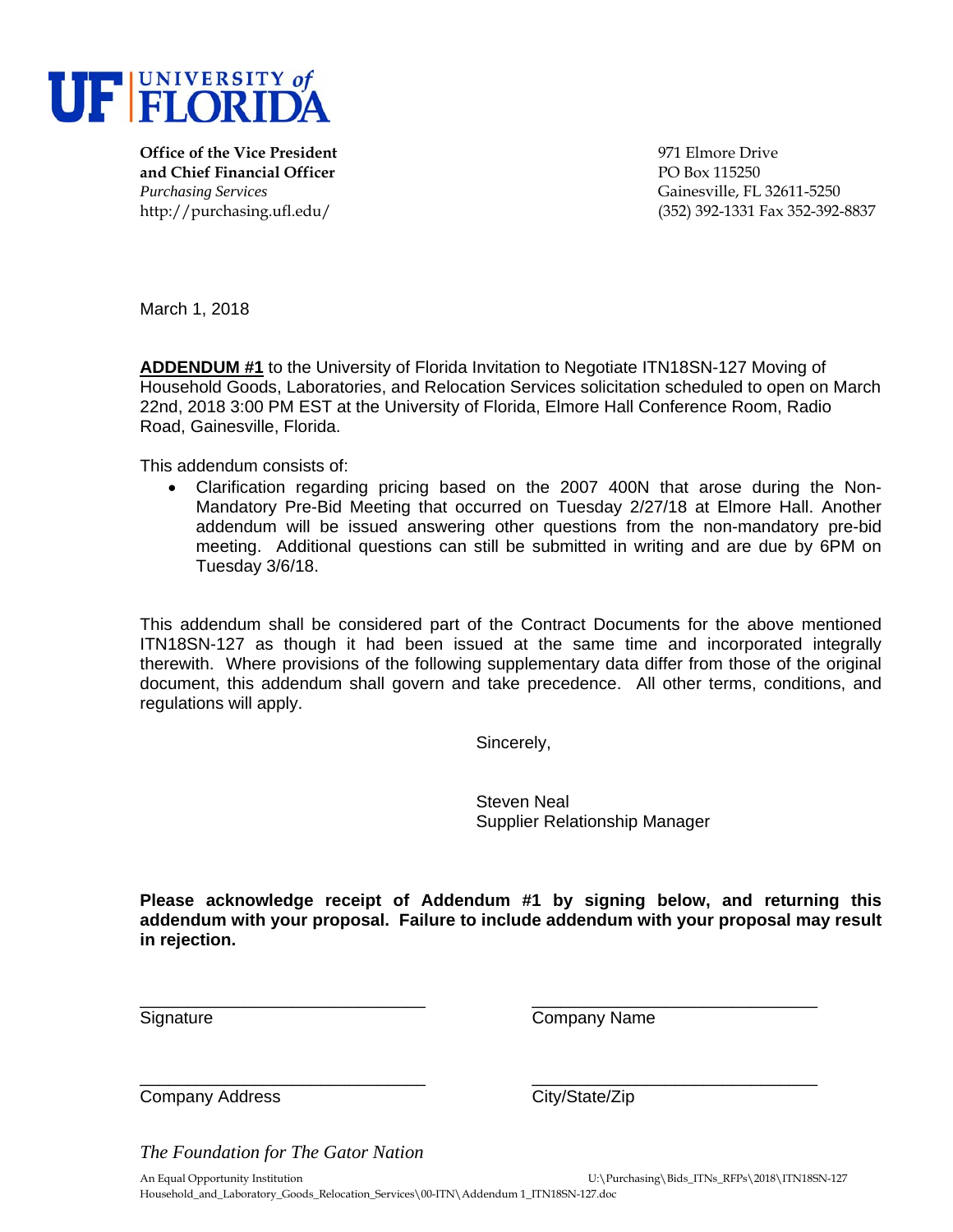UF | UNIVERSITY of FLORIDA

**Office of the Vice President**
**and Chief Financial Officer**
*Purchasing Services*
http://purchasing.ufl.edu/

971 Elmore Drive
PO Box 115250
Gainesville, FL 32611-5250
(352) 392-1331 Fax 352-392-8837

March 1, 2018

**ADDENDUM #1** to the University of Florida Invitation to Negotiate ITN18SN-127 Moving of Household Goods, Laboratories, and Relocation Services solicitation scheduled to open on March 22nd, 2018 3:00 PM EST at the University of Florida, Elmore Hall Conference Room, Radio Road, Gainesville, Florida.

This addendum consists of:

- Clarification regarding pricing based on the 2007 400N that arose during the Non-Mandatory Pre-Bid Meeting that occurred on Tuesday 2/27/18 at Elmore Hall. Another addendum will be issued answering other questions from the non-mandatory pre-bid meeting. Additional questions can still be submitted in writing and are due by 6PM on Tuesday 3/6/18.

This addendum shall be considered part of the Contract Documents for the above mentioned ITN18SN-127 as though it had been issued at the same time and incorporated integrally therewith. Where provisions of the following supplementary data differ from those of the original document, this addendum shall govern and take precedence. All other terms, conditions, and regulations will apply.

Sincerely,

Steven Neal
Supplier Relationship Manager

**Please acknowledge receipt of Addendum #1 by signing below, and returning this addendum with your proposal. Failure to include addendum with your proposal may result in rejection.**

\_\_\_\_\_\_\_\_\_\_\_\_\_\_\_\_\_\_\_\_\_\_\_\_\_\_\_\_\_\_ 
Signature

\_\_\_\_\_\_\_\_\_\_\_\_\_\_\_\_\_\_\_\_\_\_\_\_\_\_\_\_\_\_ 
Company Name

\_\_\_\_\_\_\_\_\_\_\_\_\_\_\_\_\_\_\_\_\_\_\_\_\_\_\_\_\_\_ 
Company Address

\_\_\_\_\_\_\_\_\_\_\_\_\_\_\_\_\_\_\_\_\_\_\_\_\_\_\_\_\_\_ 
City/State/Zip

*The Foundation for The Gator Nation*

An Equal Opportunity Institution

U:\Purchasing\Bids_ITNs_RFPs\2018\ITN18SN-127 Household_and_Laboratory_Goods_Relocation_Services\00-ITN\Addendum 1_ITN18SN-127.doc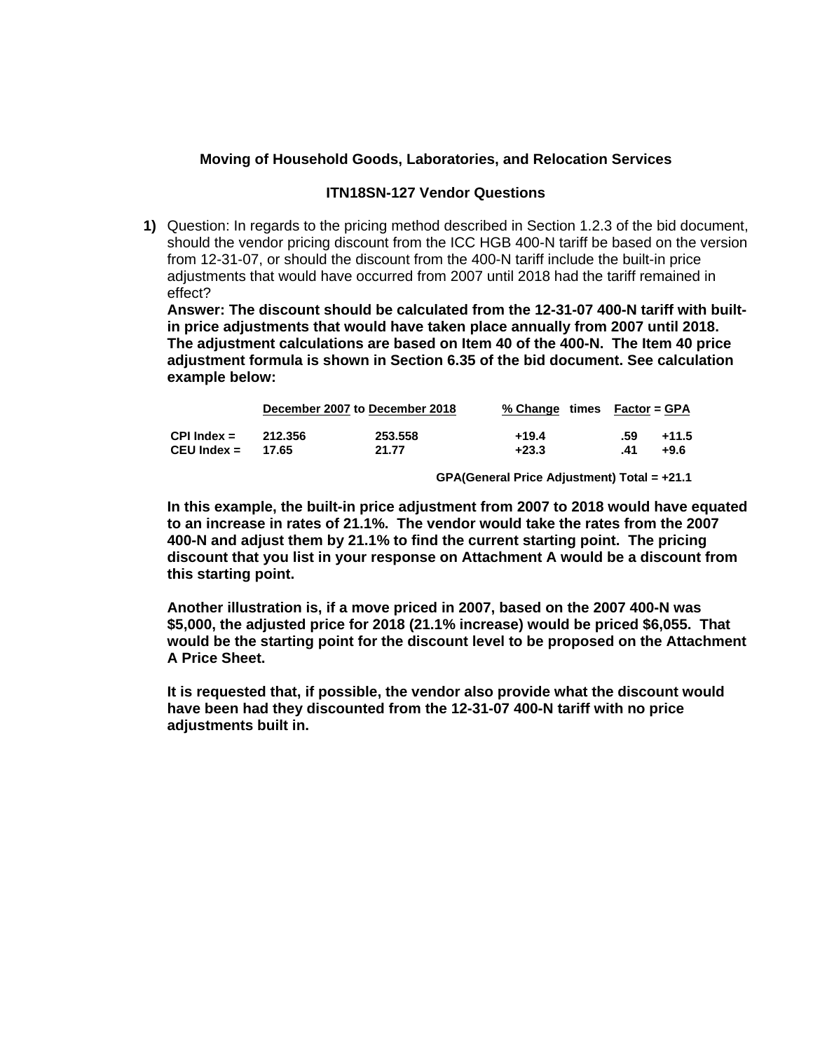**Moving of Household Goods, Laboratories, and Relocation Services**

**ITN18SN-127 Vendor Questions**

**1)** Question: In regards to the pricing method described in Section 1.2.3 of the bid document, should the vendor pricing discount from the ICC HGB 400-N tariff be based on the version from 12-31-07, or should the discount from the 400-N tariff include the built-in price adjustments that would have occurred from 2007 until 2018 had the tariff remained in effect?

**Answer: The discount should be calculated from the 12-31-07 400-N tariff with built-in price adjustments that would have taken place annually from 2007 until 2018. The adjustment calculations are based on Item 40 of the 400-N. The Item 40 price adjustment formula is shown in Section 6.35 of the bid document. See calculation example below:**

| | December 2007 to | December 2018 | % Change | times | Factor = | GPA |
|---|---|---|---|---|---|---|
| **CPI Index =** | **212.356** | **253.558** | **+19.4** | | **.59** | **+11.5** |
| **CEU Index =** | **17.65** | **21.77** | **+23.3** | | **.41** | **+9.6** |
| | | | | | **GPA(General Price Adjustment) Total =** | **+21.1** |

**In this example, the built-in price adjustment from 2007 to 2018 would have equated to an increase in rates of 21.1%. The vendor would take the rates from the 2007 400-N and adjust them by 21.1% to find the current starting point. The pricing discount that you list in your response on Attachment A would be a discount from this starting point.**

**Another illustration is, if a move priced in 2007, based on the 2007 400-N was $5,000, the adjusted price for 2018 (21.1% increase) would be priced $6,055. That would be the starting point for the discount level to be proposed on the Attachment A Price Sheet.**

**It is requested that, if possible, the vendor also provide what the discount would have been had they discounted from the 12-31-07 400-N tariff with no price adjustments built in.**